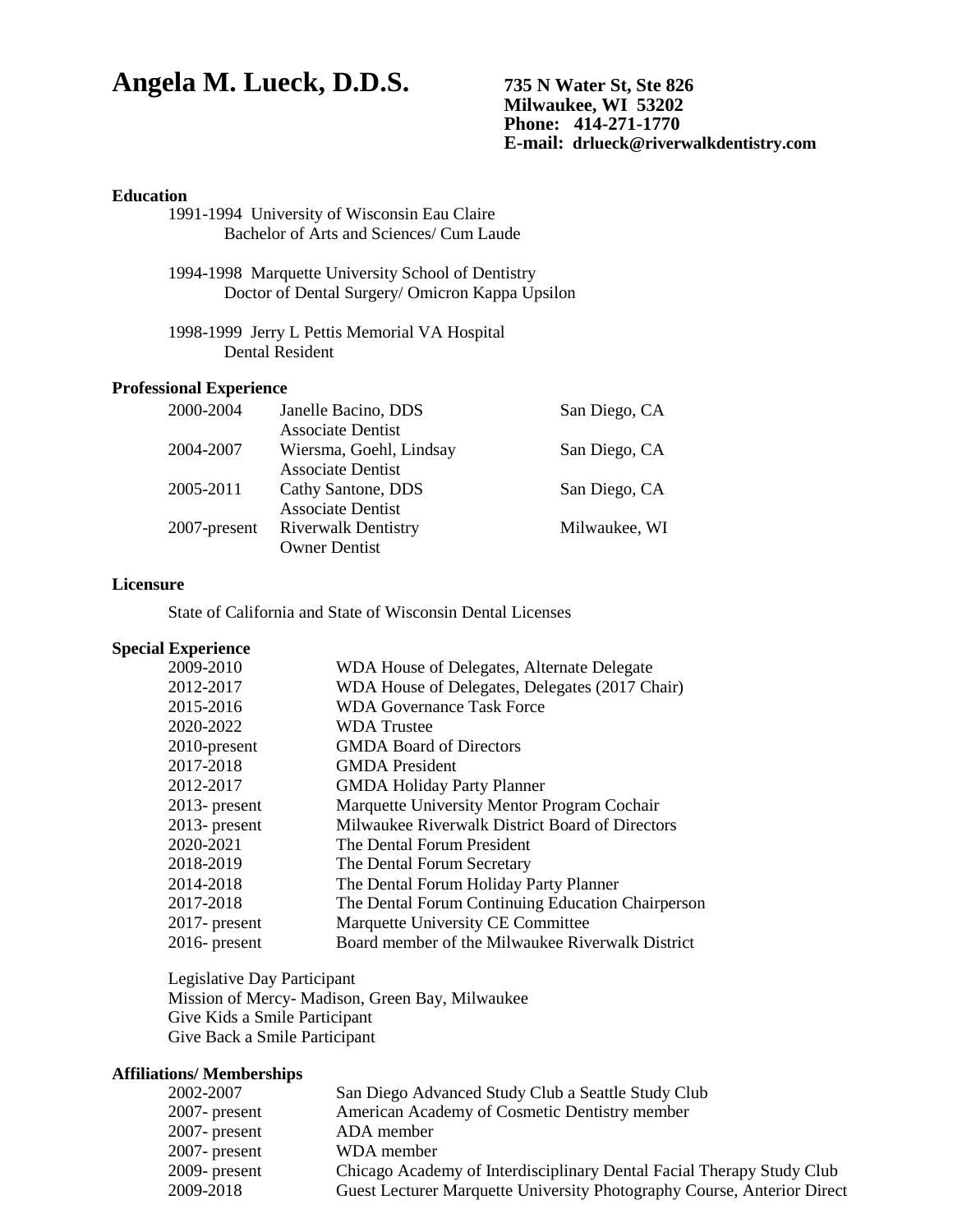# Angela M. Lueck, D.D.S.

**735 N Water St, Ste 826**
**Milwaukee, WI 53202**
**Phone: 414-271-1770**
**E-mail: drlueck@riverwalkdentistry.com**

## Education

1991-1994 University of Wisconsin Eau Claire
Bachelor of Arts and Sciences/ Cum Laude

1994-1998 Marquette University School of Dentistry
Doctor of Dental Surgery/ Omicron Kappa Upsilon

1998-1999 Jerry L Pettis Memorial VA Hospital
Dental Resident

## Professional Experience

| | | |
|---|---|---|
| 2000-2004 | Janelle Bacino, DDS<br>Associate Dentist | San Diego, CA |
| 2004-2007 | Wiersma, Goehl, Lindsay<br>Associate Dentist | San Diego, CA |
| 2005-2011 | Cathy Santone, DDS<br>Associate Dentist | San Diego, CA |
| 2007-present | Riverwalk Dentistry<br>Owner Dentist | Milwaukee, WI |

## Licensure

State of California and State of Wisconsin Dental Licenses

## Special Experience

| | |
|---|---|
| 2009-2010 | WDA House of Delegates, Alternate Delegate |
| 2012-2017 | WDA House of Delegates, Delegates (2017 Chair) |
| 2015-2016 | WDA Governance Task Force |
| 2020-2022 | WDA Trustee |
| 2010-present | GMDA Board of Directors |
| 2017-2018 | GMDA President |
| 2012-2017 | GMDA Holiday Party Planner |
| 2013- present | Marquette University Mentor Program Cochair |
| 2013- present | Milwaukee Riverwalk District Board of Directors |
| 2020-2021 | The Dental Forum President |
| 2018-2019 | The Dental Forum Secretary |
| 2014-2018 | The Dental Forum Holiday Party Planner |
| 2017-2018 | The Dental Forum Continuing Education Chairperson |
| 2017- present | Marquette University CE Committee |
| 2016- present | Board member of the Milwaukee Riverwalk District |

Legislative Day Participant
Mission of Mercy- Madison, Green Bay, Milwaukee
Give Kids a Smile Participant
Give Back a Smile Participant

## Affiliations/ Memberships

| | |
|---|---|
| 2002-2007 | San Diego Advanced Study Club a Seattle Study Club |
| 2007- present | American Academy of Cosmetic Dentistry member |
| 2007- present | ADA member |
| 2007- present | WDA member |
| 2009- present | Chicago Academy of Interdisciplinary Dental Facial Therapy Study Club |
| 2009-2018 | Guest Lecturer Marquette University Photography Course, Anterior Direct |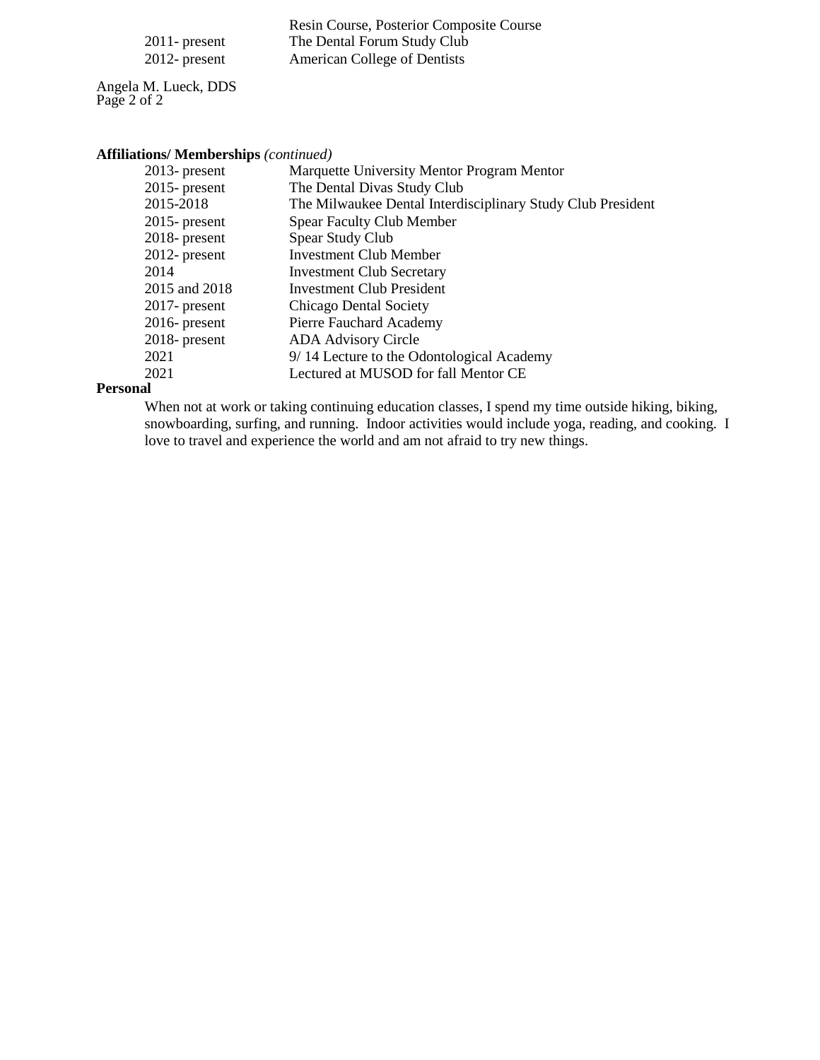| | |
|---|---|
| | Resin Course, Posterior Composite Course |
| 2011- present | The Dental Forum Study Club |
| 2012- present | American College of Dentists |

**Affiliations/ Memberships** *(continued)*

| | |
|---|---|
| 2013- present | Marquette University Mentor Program Mentor |
| 2015- present | The Dental Divas Study Club |
| 2015-2018 | The Milwaukee Dental Interdisciplinary Study Club President |
| 2015- present | Spear Faculty Club Member |
| 2018- present | Spear Study Club |
| 2012- present | Investment Club Member |
| 2014 | Investment Club Secretary |
| 2015 and 2018 | Investment Club President |
| 2017- present | Chicago Dental Society |
| 2016- present | Pierre Fauchard Academy |
| 2018- present | ADA Advisory Circle |
| 2021 | 9/ 14 Lecture to the Odontological Academy |
| 2021 | Lectured at MUSOD for fall Mentor CE |

**Personal**

When not at work or taking continuing education classes, I spend my time outside hiking, biking, snowboarding, surfing, and running. Indoor activities would include yoga, reading, and cooking. I love to travel and experience the world and am not afraid to try new things.